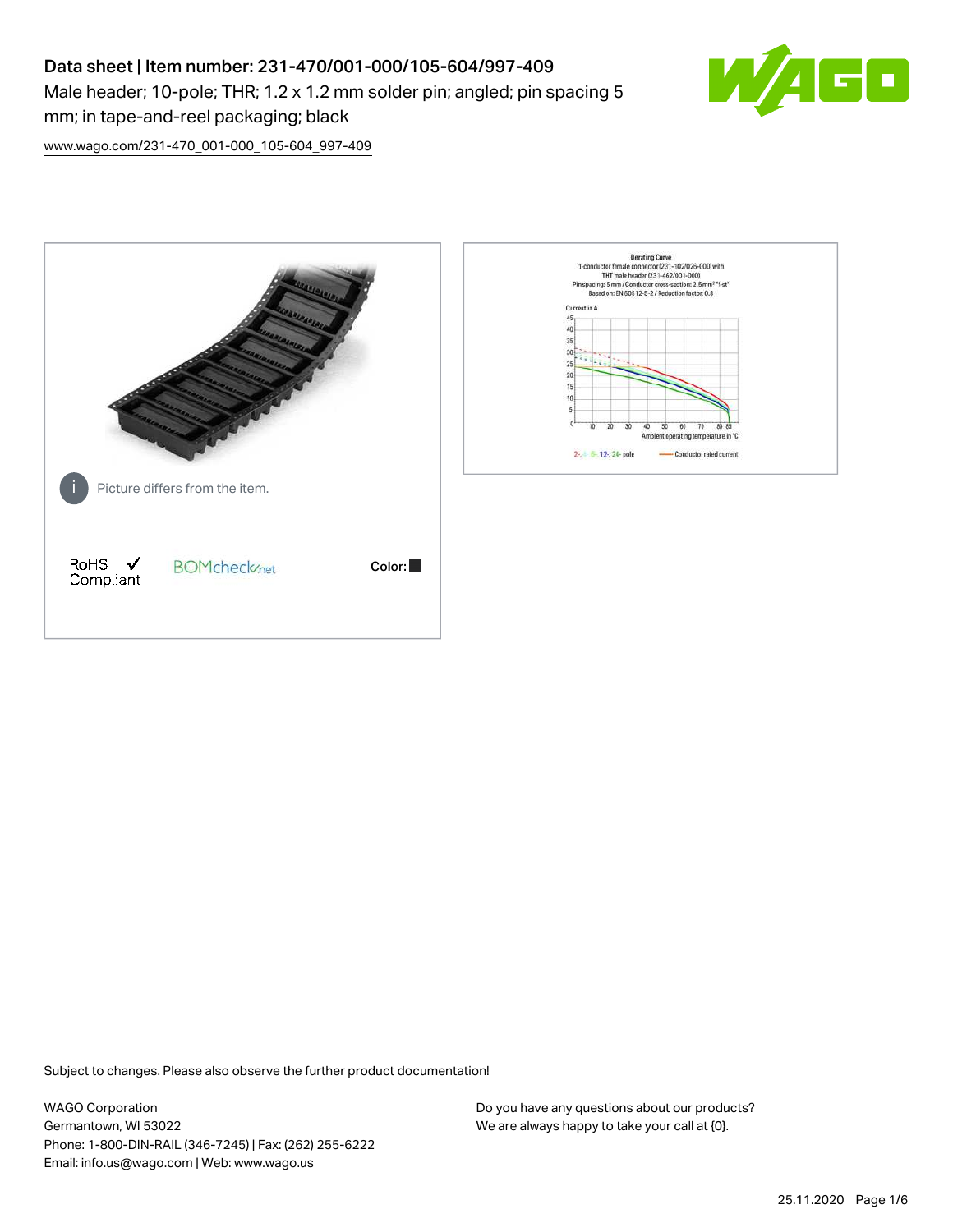# Data sheet | Item number: 231-470/001-000/105-604/997-409

Male header; 10-pole; THR; 1.2 x 1.2 mm solder pin; angled; pin spacing 5 mm; in tape-and-reel packaging; black

www.wago.com/231-470_001-000_105-604_997-409

Picture differs from the item.

RoHS ✓ Compliant

BOMcheck.net

Color: ■

Subject to changes. Please also observe the further product documentation!

WAGO Corporation
Germantown, WI 53022
Phone: 1-800-DIN-RAIL (346-7245) | Fax: (262) 255-6222
Email: info.us@wago.com | Web: www.wago.us

Do you have any questions about our products?
We are always happy to take your call at {0}.

25.11.2020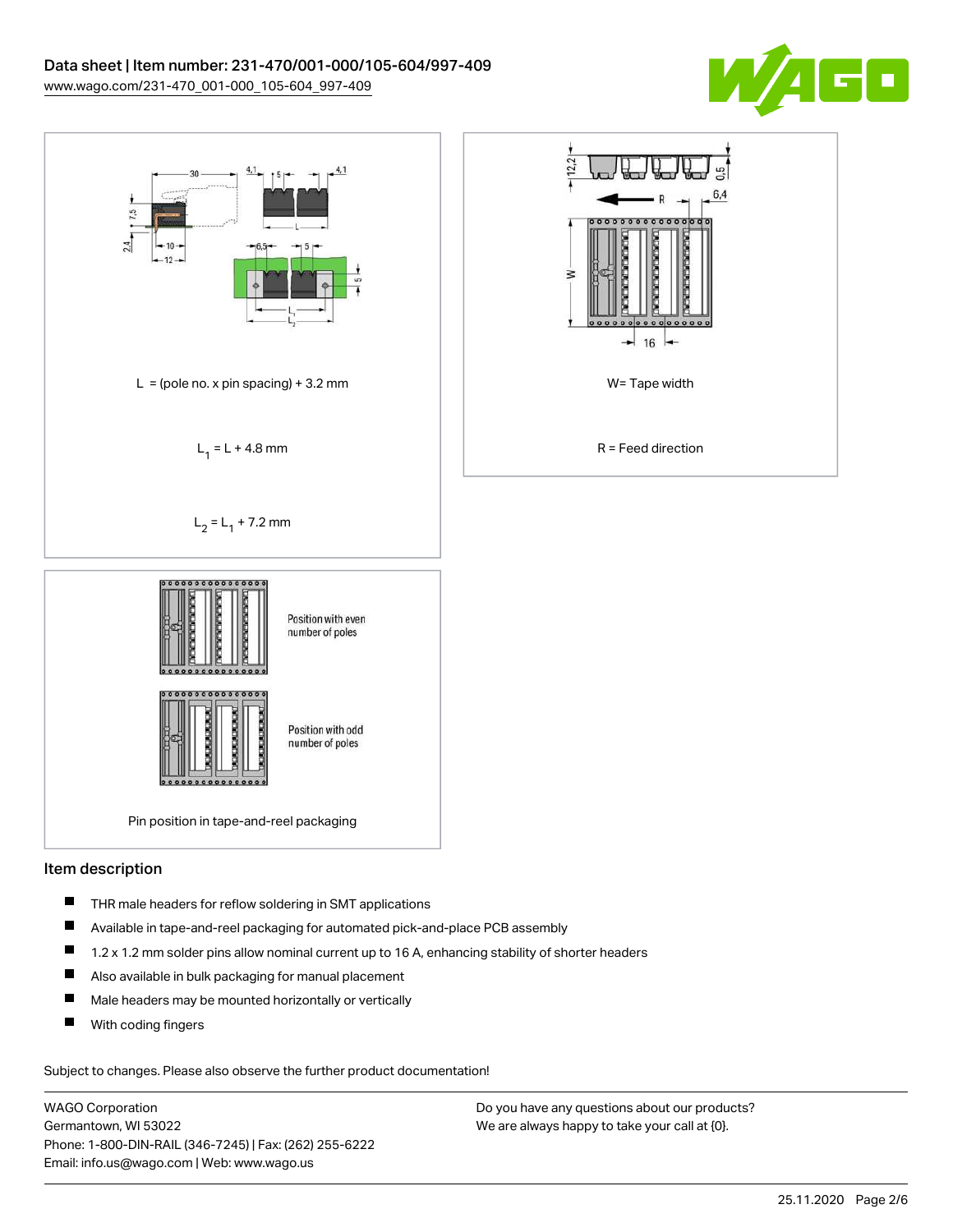L = (pole no. x pin spacing) + 3.2 mm

$L_1$ = L + 4.8 mm

$L_2$ = $L_1$ + 7.2 mm

W= Tape width

R = Feed direction

Position with even number of poles

Position with odd number of poles

Pin position in tape-and-reel packaging

## Item description

- THR male headers for reflow soldering in SMT applications
- Available in tape-and-reel packaging for automated pick-and-place PCB assembly
- 1.2 x 1.2 mm solder pins allow nominal current up to 16 A, enhancing stability of shorter headers
- Also available in bulk packaging for manual placement
- Male headers may be mounted horizontally or vertically
- With coding fingers

Subject to changes. Please also observe the further product documentation!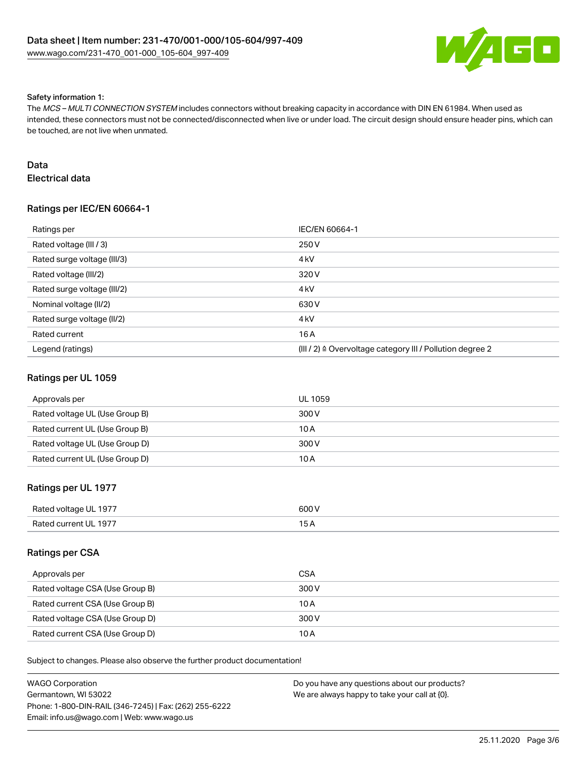Safety information 1:

The *MCS – MULTI CONNECTION SYSTEM* includes connectors without breaking capacity in accordance with DIN EN 61984. When used as intended, these connectors must not be connected/disconnected when live or under load. The circuit design should ensure header pins, which can be touched, are not live when unmated.

## Data

### Electrical data

#### Ratings per IEC/EN 60664-1

| Ratings per | IEC/EN 60664-1 |
|---|---|
| Rated voltage (III / 3) | 250 V |
| Rated surge voltage (III/3) | 4 kV |
| Rated voltage (III/2) | 320 V |
| Rated surge voltage (III/2) | 4 kV |
| Nominal voltage (II/2) | 630 V |
| Rated surge voltage (II/2) | 4 kV |
| Rated current | 16 A |
| Legend (ratings) | (III / 2) ≙ Overvoltage category III / Pollution degree 2 |

#### Ratings per UL 1059

| Approvals per | UL 1059 |
|---|---|
| Rated voltage UL (Use Group B) | 300 V |
| Rated current UL (Use Group B) | 10 A |
| Rated voltage UL (Use Group D) | 300 V |
| Rated current UL (Use Group D) | 10 A |

#### Ratings per UL 1977

| Rated voltage UL 1977 | 600 V |
|---|---|
| Rated current UL 1977 | 15 A |

#### Ratings per CSA

| Approvals per | CSA |
|---|---|
| Rated voltage CSA (Use Group B) | 300 V |
| Rated current CSA (Use Group B) | 10 A |
| Rated voltage CSA (Use Group D) | 300 V |
| Rated current CSA (Use Group D) | 10 A |

Subject to changes. Please also observe the further product documentation!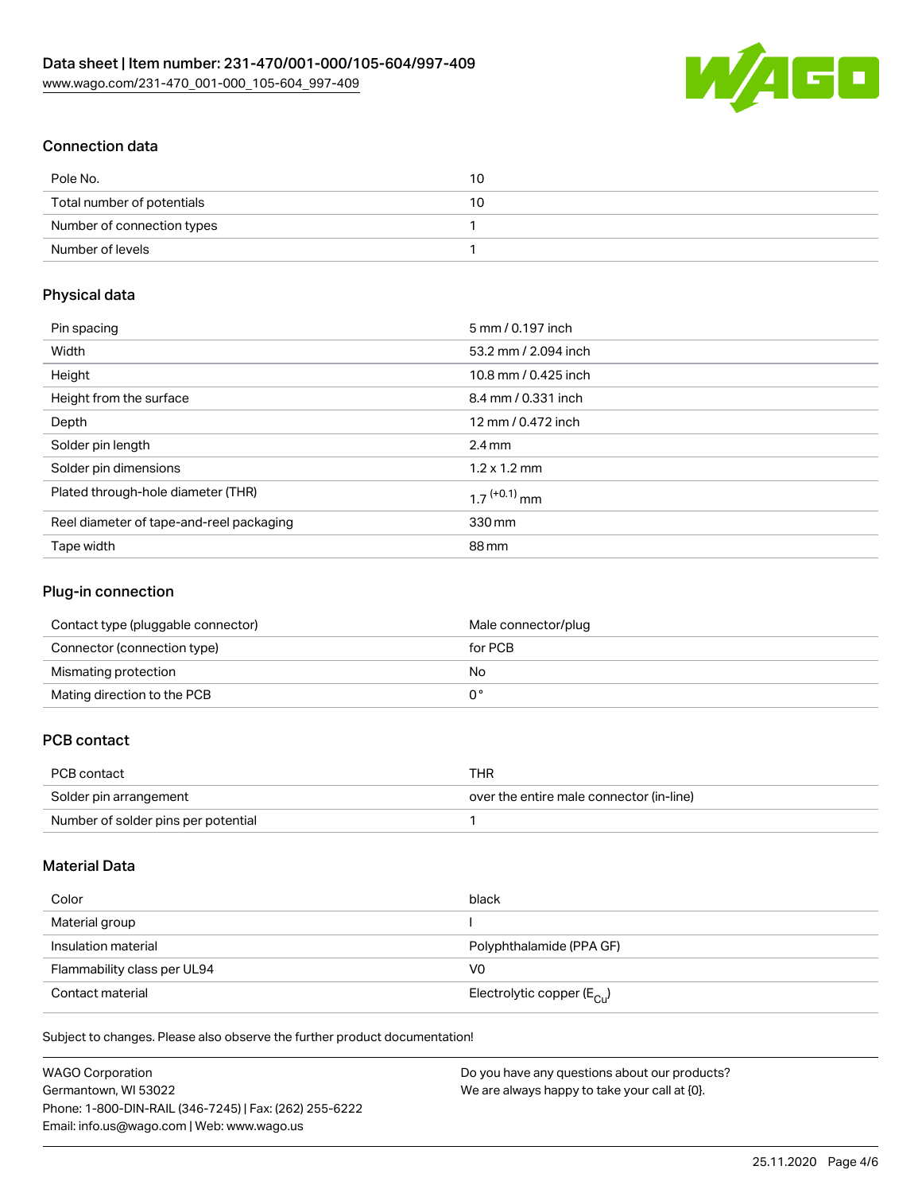## Connection data

| Pole No. | 10 |
| --- | --- |
| Total number of potentials | 10 |
| Number of connection types | 1 |
| Number of levels | 1 |

## Physical data

| Pin spacing | 5 mm / 0.197 inch |
| --- | --- |
| Width | 53.2 mm / 2.094 inch |
| Height | 10.8 mm / 0.425 inch |
| Height from the surface | 8.4 mm / 0.331 inch |
| Depth | 12 mm / 0.472 inch |
| Solder pin length | 2.4 mm |
| Solder pin dimensions | 1.2 x 1.2 mm |
| Plated through-hole diameter (THR) | $1.7^{(+0.1)}$ mm |
| Reel diameter of tape-and-reel packaging | 330 mm |
| Tape width | 88 mm |

## Plug-in connection

| Contact type (pluggable connector) | Male connector/plug |
| --- | --- |
| Connector (connection type) | for PCB |
| Mismating protection | No |
| Mating direction to the PCB | 0 ° |

## PCB contact

| PCB contact | THR |
| --- | --- |
| Solder pin arrangement | over the entire male connector (in-line) |
| Number of solder pins per potential | 1 |

## Material Data

| Color | black |
| --- | --- |
| Material group | I |
| Insulation material | Polyphthalamide (PPA GF) |
| Flammability class per UL94 | V0 |
| Contact material | Electrolytic copper ($E_{Cu}$) |

Subject to changes. Please also observe the further product documentation!

WAGO Corporation
Germantown, WI 53022
Phone: 1-800-DIN-RAIL (346-7245) | Fax: (262) 255-6222
Email: info.us@wago.com | Web: www.wago.us

Do you have any questions about our products?
We are always happy to take your call at {0}.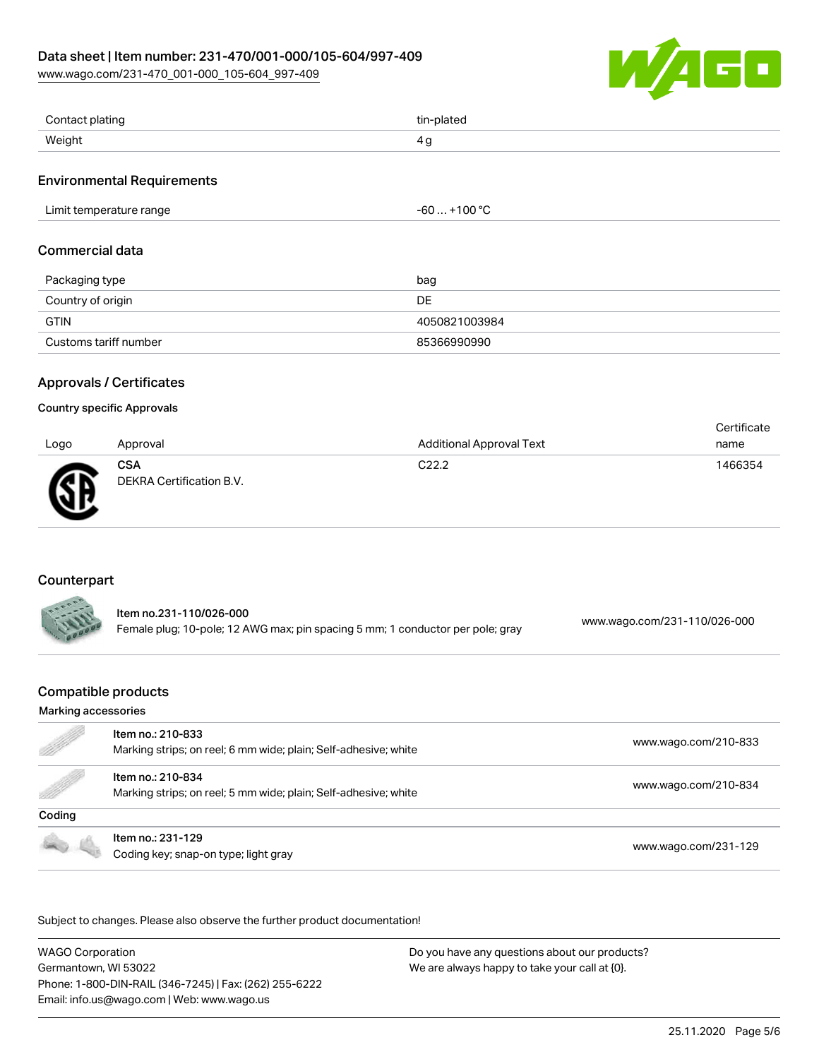| | |
|---|---|
| Contact plating | tin-plated |
| Weight | 4 g |

## Environmental Requirements

| | |
|---|---|
| Limit temperature range | -60 … +100 °C |

## Commercial data

| | |
|---|---|
| Packaging type | bag |
| Country of origin | DE |
| GTIN | 4050821003984 |
| Customs tariff number | 85366990990 |

## Approvals / Certificates

### Country specific Approvals

| Logo | Approval | Additional Approval Text | Certificate name |
|---|---|---|---|
| | **CSA** DEKRA Certification B.V. | C22.2 | 1466354 |

## Counterpart

| | |
|---|---|
| **Item no.231-110/026-000** Female plug; 10-pole; 12 AWG max; pin spacing 5 mm; 1 conductor per pole; gray | www.wago.com/231-110/026-000 |

## Compatible products

### Marking accessories

| | |
|---|---|
| Item no.: 210-833 Marking strips; on reel; 6 mm wide; plain; Self-adhesive; white | www.wago.com/210-833 |
| Item no.: 210-834 Marking strips; on reel; 5 mm wide; plain; Self-adhesive; white | www.wago.com/210-834 |

### Coding

| | |
|---|---|
| Item no.: 231-129 Coding key; snap-on type; light gray | www.wago.com/231-129 |

Subject to changes. Please also observe the further product documentation!

WAGO Corporation
Germantown, WI 53022
Phone: 1-800-DIN-RAIL (346-7245) | Fax: (262) 255-6222
Email: info.us@wago.com | Web: www.wago.us

Do you have any questions about our products?
We are always happy to take your call at {0}.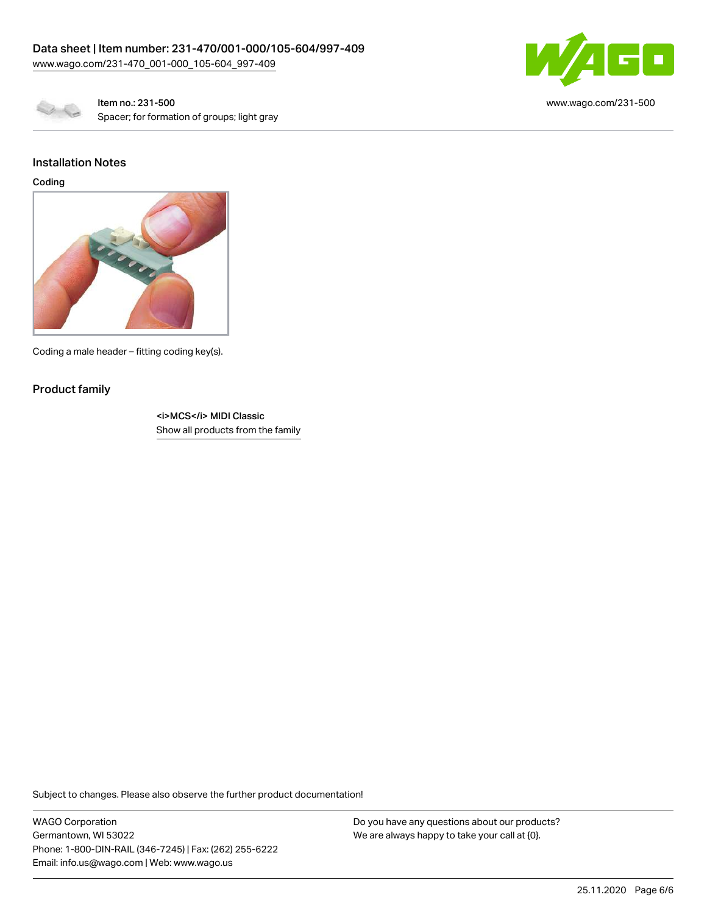Item no.: 231-500

Spacer; for formation of groups; light gray

www.wago.com/231-500

## Installation Notes

### Coding

Coding a male header – fitting coding key(s).

## Product family

<i>MCS</i> MIDI Classic

Show all products from the family

Subject to changes. Please also observe the further product documentation!

WAGO Corporation
Germantown, WI 53022
Phone: 1-800-DIN-RAIL (346-7245) | Fax: (262) 255-6222
Email: info.us@wago.com | Web: www.wago.us

Do you have any questions about our products?
We are always happy to take your call at {0}.

25.11.2020